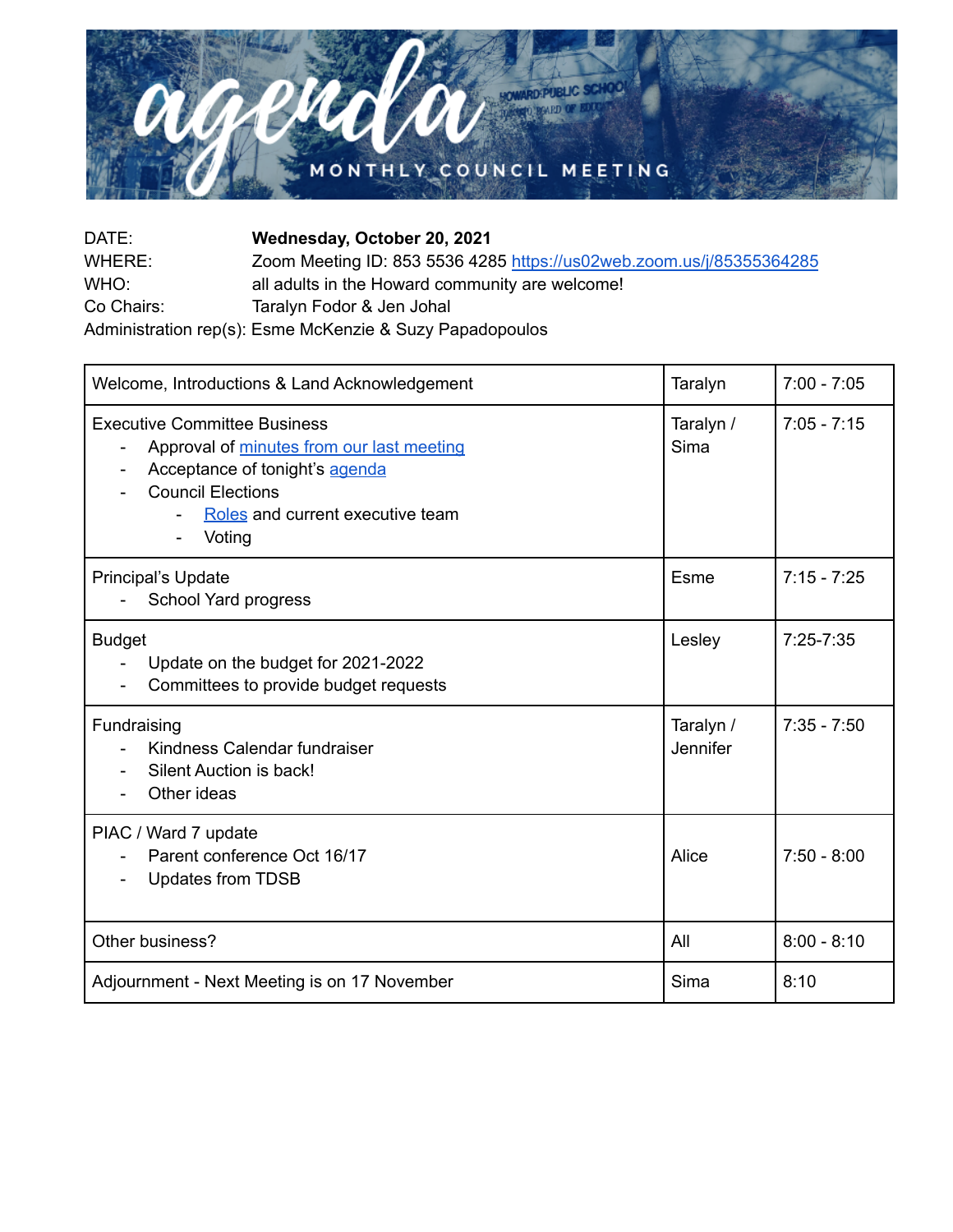# agenda

## MONTHLY COUNCIL MEETING

DATE: **Wednesday, October 20, 2021**
WHERE: Zoom Meeting ID: 853 5536 4285 https://us02web.zoom.us/j/85355364285
WHO: all adults in the Howard community are welcome!
Co Chairs: Taralyn Fodor & Jen Johal
Administration rep(s): Esme McKenzie & Suzy Papadopoulos

| Item | Lead | Time |
|---|---|---|
| Welcome, Introductions & Land Acknowledgement | Taralyn | 7:00 - 7:05 |
| Executive Committee Business<br>- Approval of minutes from our last meeting<br>- Acceptance of tonight's agenda<br>- Council Elections<br>&nbsp;&nbsp;&nbsp;&nbsp;- Roles and current executive team<br>&nbsp;&nbsp;&nbsp;&nbsp;- Voting | Taralyn / Sima | 7:05 - 7:15 |
| Principal's Update<br>- School Yard progress | Esme | 7:15 - 7:25 |
| Budget<br>- Update on the budget for 2021-2022<br>- Committees to provide budget requests | Lesley | 7:25-7:35 |
| Fundraising<br>- Kindness Calendar fundraiser<br>- Silent Auction is back!<br>- Other ideas | Taralyn / Jennifer | 7:35 - 7:50 |
| PIAC / Ward 7 update<br>- Parent conference Oct 16/17<br>- Updates from TDSB | Alice | 7:50 - 8:00 |
| Other business? | All | 8:00 - 8:10 |
| Adjournment - Next Meeting is on 17 November | Sima | 8:10 |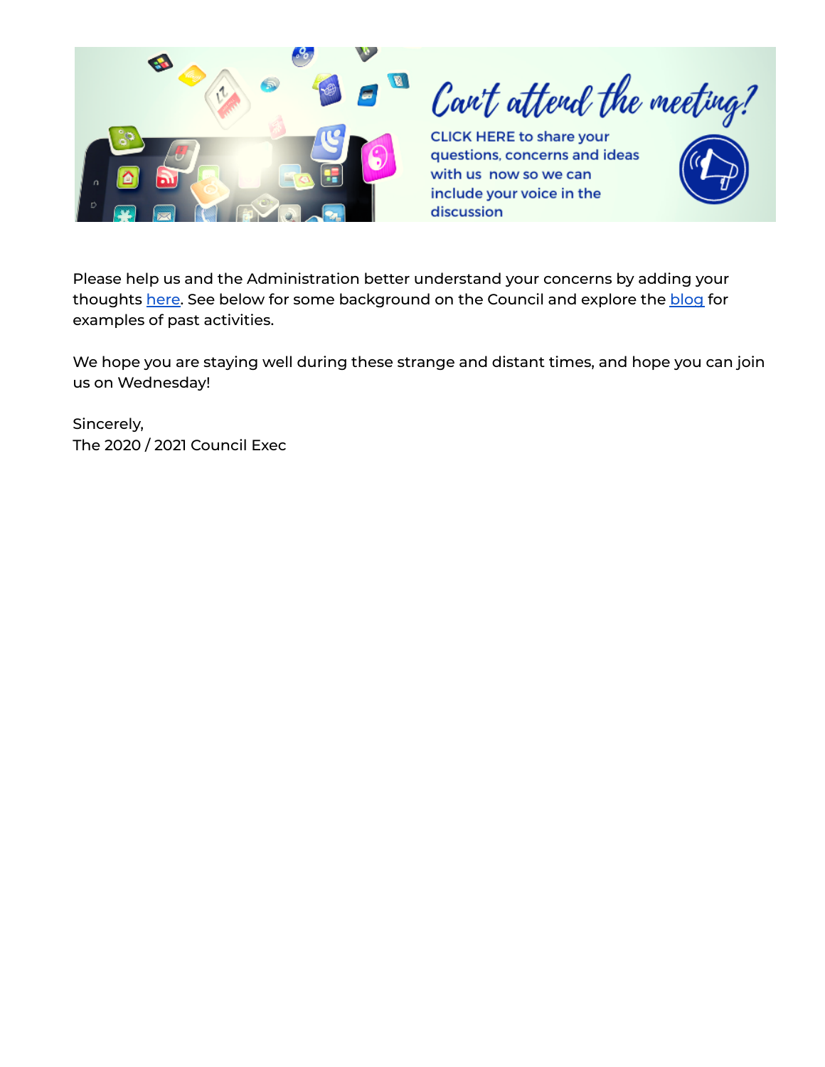Can't attend the meeting?

CLICK HERE to share your questions, concerns and ideas with us now so we can include your voice in the discussion

Please help us and the Administration better understand your concerns by adding your thoughts here. See below for some background on the Council and explore the blog for examples of past activities.

We hope you are staying well during these strange and distant times, and hope you can join us on Wednesday!

Sincerely,
The 2020 / 2021 Council Exec